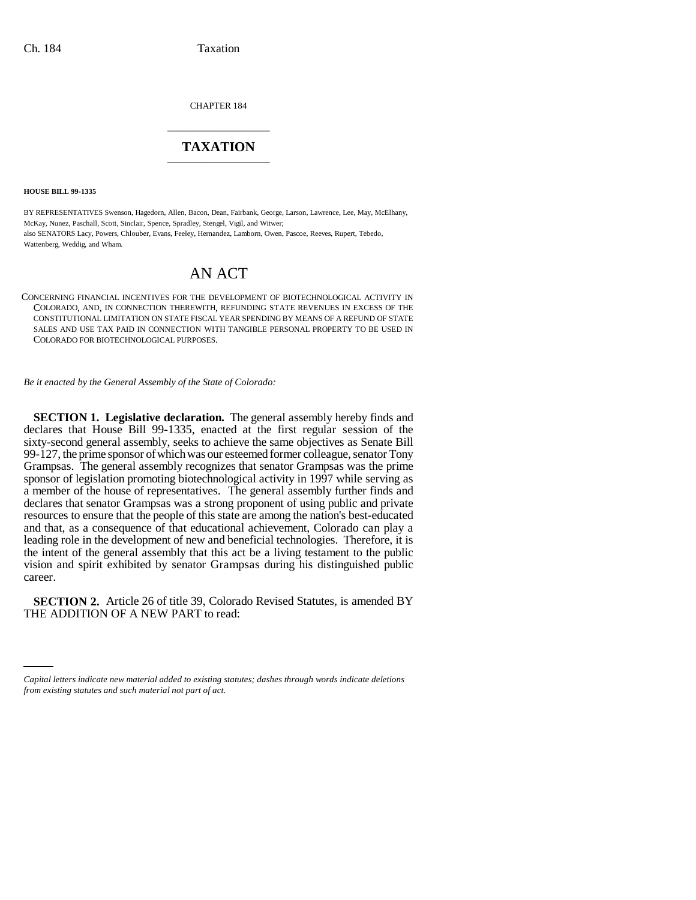CHAPTER 184

# TAXATION

**HOUSE BILL 99-1335**

BY REPRESENTATIVES Swenson, Hagedorn, Allen, Bacon, Dean, Fairbank, George, Larson, Lawrence, Lee, May, McElhany, McKay, Nunez, Paschall, Scott, Sinclair, Spence, Spradley, Stengel, Vigil, and Witwer;
also SENATORS Lacy, Powers, Chlouber, Evans, Feeley, Hernandez, Lamborn, Owen, Pascoe, Reeves, Rupert, Tebedo, Wattenberg, Weddig, and Wham.

## AN ACT

CONCERNING FINANCIAL INCENTIVES FOR THE DEVELOPMENT OF BIOTECHNOLOGICAL ACTIVITY IN COLORADO, AND, IN CONNECTION THEREWITH, REFUNDING STATE REVENUES IN EXCESS OF THE CONSTITUTIONAL LIMITATION ON STATE FISCAL YEAR SPENDING BY MEANS OF A REFUND OF STATE SALES AND USE TAX PAID IN CONNECTION WITH TANGIBLE PERSONAL PROPERTY TO BE USED IN COLORADO FOR BIOTECHNOLOGICAL PURPOSES.

*Be it enacted by the General Assembly of the State of Colorado:*

**SECTION 1. Legislative declaration.** The general assembly hereby finds and declares that House Bill 99-1335, enacted at the first regular session of the sixty-second general assembly, seeks to achieve the same objectives as Senate Bill 99-127, the prime sponsor of which was our esteemed former colleague, senator Tony Grampsas. The general assembly recognizes that senator Grampsas was the prime sponsor of legislation promoting biotechnological activity in 1997 while serving as a member of the house of representatives. The general assembly further finds and declares that senator Grampsas was a strong proponent of using public and private resources to ensure that the people of this state are among the nation's best-educated and that, as a consequence of that educational achievement, Colorado can play a leading role in the development of new and beneficial technologies. Therefore, it is the intent of the general assembly that this act be a living testament to the public vision and spirit exhibited by senator Grampsas during his distinguished public career.

**SECTION 2.** Article 26 of title 39, Colorado Revised Statutes, is amended BY THE ADDITION OF A NEW PART to read:

*Capital letters indicate new material added to existing statutes; dashes through words indicate deletions from existing statutes and such material not part of act.*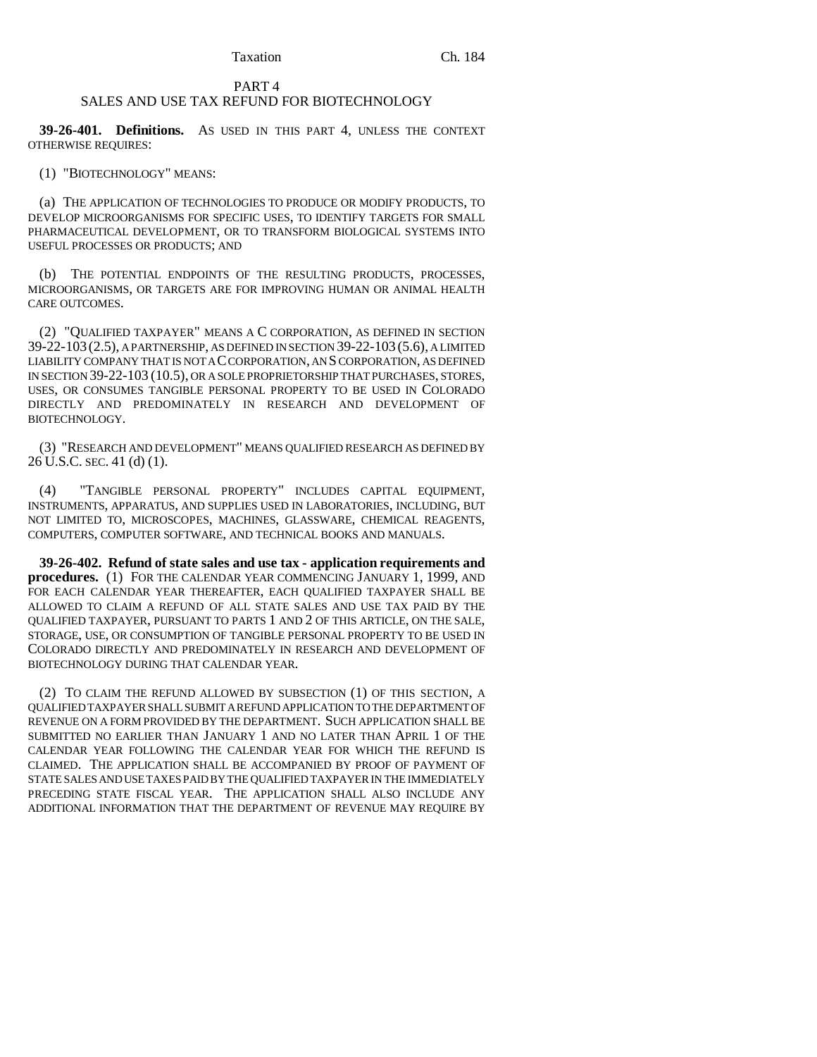PART 4
SALES AND USE TAX REFUND FOR BIOTECHNOLOGY

**39-26-401. Definitions.** AS USED IN THIS PART 4, UNLESS THE CONTEXT OTHERWISE REQUIRES:

(1) "BIOTECHNOLOGY" MEANS:

(a) THE APPLICATION OF TECHNOLOGIES TO PRODUCE OR MODIFY PRODUCTS, TO DEVELOP MICROORGANISMS FOR SPECIFIC USES, TO IDENTIFY TARGETS FOR SMALL PHARMACEUTICAL DEVELOPMENT, OR TO TRANSFORM BIOLOGICAL SYSTEMS INTO USEFUL PROCESSES OR PRODUCTS; AND

(b) THE POTENTIAL ENDPOINTS OF THE RESULTING PRODUCTS, PROCESSES, MICROORGANISMS, OR TARGETS ARE FOR IMPROVING HUMAN OR ANIMAL HEALTH CARE OUTCOMES.

(2) "QUALIFIED TAXPAYER" MEANS A C CORPORATION, AS DEFINED IN SECTION 39-22-103 (2.5), A PARTNERSHIP, AS DEFINED IN SECTION 39-22-103 (5.6), A LIMITED LIABILITY COMPANY THAT IS NOT A C CORPORATION, AN S CORPORATION, AS DEFINED IN SECTION 39-22-103 (10.5), OR A SOLE PROPRIETORSHIP THAT PURCHASES, STORES, USES, OR CONSUMES TANGIBLE PERSONAL PROPERTY TO BE USED IN COLORADO DIRECTLY AND PREDOMINATELY IN RESEARCH AND DEVELOPMENT OF BIOTECHNOLOGY.

(3) "RESEARCH AND DEVELOPMENT" MEANS QUALIFIED RESEARCH AS DEFINED BY 26 U.S.C. SEC. 41 (d) (1).

(4) "TANGIBLE PERSONAL PROPERTY" INCLUDES CAPITAL EQUIPMENT, INSTRUMENTS, APPARATUS, AND SUPPLIES USED IN LABORATORIES, INCLUDING, BUT NOT LIMITED TO, MICROSCOPES, MACHINES, GLASSWARE, CHEMICAL REAGENTS, COMPUTERS, COMPUTER SOFTWARE, AND TECHNICAL BOOKS AND MANUALS.

**39-26-402. Refund of state sales and use tax - application requirements and procedures.** (1) FOR THE CALENDAR YEAR COMMENCING JANUARY 1, 1999, AND FOR EACH CALENDAR YEAR THEREAFTER, EACH QUALIFIED TAXPAYER SHALL BE ALLOWED TO CLAIM A REFUND OF ALL STATE SALES AND USE TAX PAID BY THE QUALIFIED TAXPAYER, PURSUANT TO PARTS 1 AND 2 OF THIS ARTICLE, ON THE SALE, STORAGE, USE, OR CONSUMPTION OF TANGIBLE PERSONAL PROPERTY TO BE USED IN COLORADO DIRECTLY AND PREDOMINATELY IN RESEARCH AND DEVELOPMENT OF BIOTECHNOLOGY DURING THAT CALENDAR YEAR.

(2) TO CLAIM THE REFUND ALLOWED BY SUBSECTION (1) OF THIS SECTION, A QUALIFIED TAXPAYER SHALL SUBMIT A REFUND APPLICATION TO THE DEPARTMENT OF REVENUE ON A FORM PROVIDED BY THE DEPARTMENT. SUCH APPLICATION SHALL BE SUBMITTED NO EARLIER THAN JANUARY 1 AND NO LATER THAN APRIL 1 OF THE CALENDAR YEAR FOLLOWING THE CALENDAR YEAR FOR WHICH THE REFUND IS CLAIMED. THE APPLICATION SHALL BE ACCOMPANIED BY PROOF OF PAYMENT OF STATE SALES AND USE TAXES PAID BY THE QUALIFIED TAXPAYER IN THE IMMEDIATELY PRECEDING STATE FISCAL YEAR. THE APPLICATION SHALL ALSO INCLUDE ANY ADDITIONAL INFORMATION THAT THE DEPARTMENT OF REVENUE MAY REQUIRE BY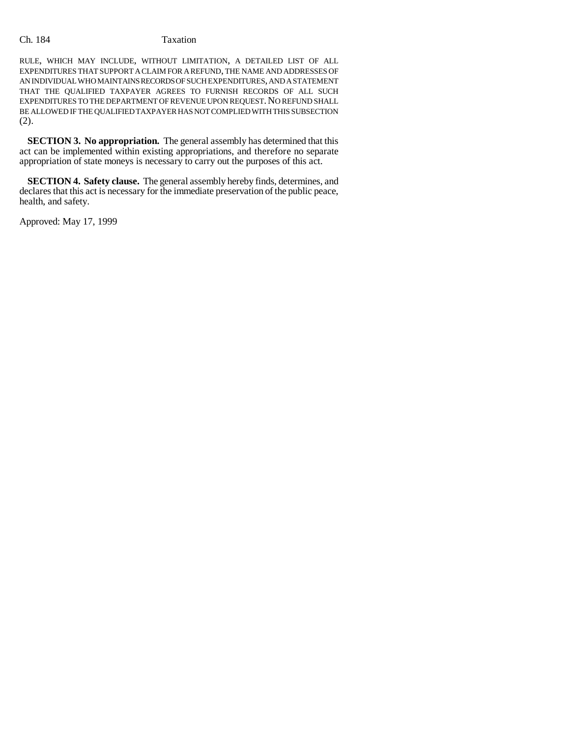RULE, WHICH MAY INCLUDE, WITHOUT LIMITATION, A DETAILED LIST OF ALL EXPENDITURES THAT SUPPORT A CLAIM FOR A REFUND, THE NAME AND ADDRESSES OF AN INDIVIDUAL WHO MAINTAINS RECORDS OF SUCH EXPENDITURES, AND A STATEMENT THAT THE QUALIFIED TAXPAYER AGREES TO FURNISH RECORDS OF ALL SUCH EXPENDITURES TO THE DEPARTMENT OF REVENUE UPON REQUEST. NO REFUND SHALL BE ALLOWED IF THE QUALIFIED TAXPAYER HAS NOT COMPLIED WITH THIS SUBSECTION (2).

**SECTION 3. No appropriation.** The general assembly has determined that this act can be implemented within existing appropriations, and therefore no separate appropriation of state moneys is necessary to carry out the purposes of this act.

**SECTION 4. Safety clause.** The general assembly hereby finds, determines, and declares that this act is necessary for the immediate preservation of the public peace, health, and safety.

Approved: May 17, 1999